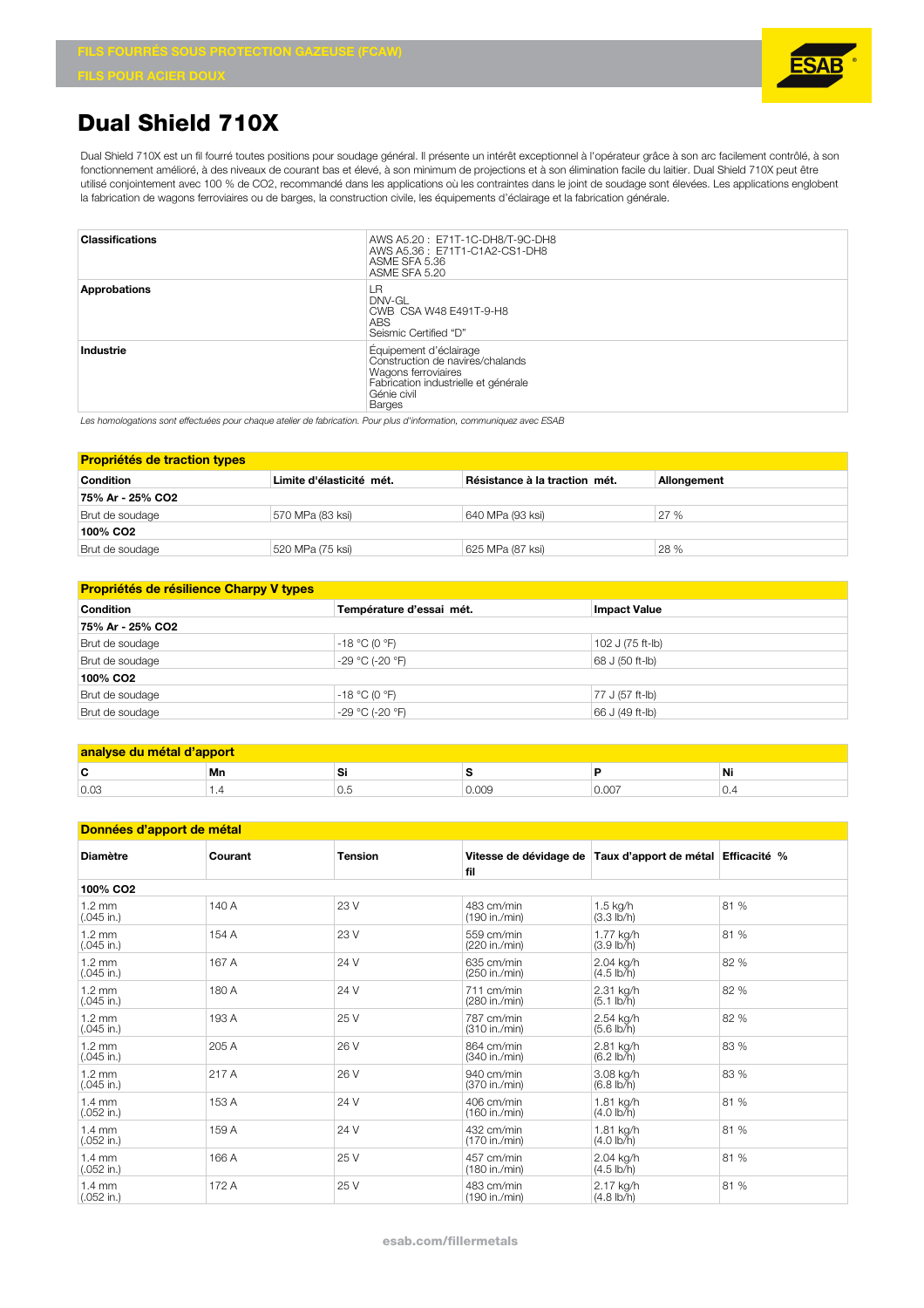FILS FOURRÉS SOUS PROTECTION GAZEUSE (FCAW)

FILS POUR ACIER DOUX

# Dual Shield 710X

Dual Shield 710X est un fil fourré toutes positions pour soudage général. Il présente un intérêt exceptionnel à l'opérateur grâce à son arc facilement contrôlé, à son fonctionnement amélioré, à des niveaux de courant bas et élevé, à son minimum de projections et à son élimination facile du laitier. Dual Shield 710X peut être utilisé conjointement avec 100 % de $CO_2$, recommandé dans les applications où les contraintes dans le joint de soudage sont élevées. Les applications englobent la fabrication de wagons ferroviaires ou de barges, la construction civile, les équipements d'éclairage et la fabrication générale.

| | |
|---|---|
| **Classifications** | AWS A5.20 : E71T-1C-DH8/T-9C-DH8<br>AWS A5.36 : E71T1-C1A2-CS1-DH8<br>ASME SFA 5.36<br>ASME SFA 5.20 |
| **Approbations** | LR<br>DNV-GL<br>CWB CSA W48 E491T-9-H8<br>ABS<br>Seismic Certified "D" |
| **Industrie** | Équipement d'éclairage<br>Construction de navires/chalands<br>Wagons ferroviaires<br>Fabrication industrielle et générale<br>Génie civil<br>Barges |

*Les homologations sont effectuées pour chaque atelier de fabrication. Pour plus d'information, communiquez avec ESAB*

## Propriétés de traction types

| Condition | Limite d'élasticité mét. | Résistance à la traction mét. | Allongement |
|---|---|---|---|
| **75% Ar - 25% CO2** | | | |
| Brut de soudage | 570 MPa (83 ksi) | 640 MPa (93 ksi) | 27 % |
| **100% CO2** | | | |
| Brut de soudage | 520 MPa (75 ksi) | 625 MPa (87 ksi) | 28 % |

## Propriétés de résilience Charpy V types

| Condition | Température d'essai mét. | Impact Value |
|---|---|---|
| **75% Ar - 25% CO2** | | |
| Brut de soudage | -18 °C (0 °F) | 102 J (75 ft-lb) |
| Brut de soudage | -29 °C (-20 °F) | 68 J (50 ft-lb) |
| **100% CO2** | | |
| Brut de soudage | -18 °C (0 °F) | 77 J (57 ft-lb) |
| Brut de soudage | -29 °C (-20 °F) | 66 J (49 ft-lb) |

## analyse du métal d'apport

| C | Mn | Si | S | P | Ni |
|---|---|---|---|---|---|
| 0.03 | 1.4 | 0.5 | 0.009 | 0.007 | 0.4 |

## Données d'apport de métal

| Diamètre | Courant | Tension | Vitesse de dévidage de fil | Taux d'apport de métal | Efficacité % |
|---|---|---|---|---|---|
| **100% CO2** | | | | | |
| 1.2 mm (.045 in.) | 140 A | 23 V | 483 cm/min (190 in./min) | 1.5 kg/h (3.3 lb/h) | 81 % |
| 1.2 mm (.045 in.) | 154 A | 23 V | 559 cm/min (220 in./min) | 1.77 kg/h (3.9 lb/h) | 81 % |
| 1.2 mm (.045 in.) | 167 A | 24 V | 635 cm/min (250 in./min) | 2.04 kg/h (4.5 lb/h) | 82 % |
| 1.2 mm (.045 in.) | 180 A | 24 V | 711 cm/min (280 in./min) | 2.31 kg/h (5.1 lb/h) | 82 % |
| 1.2 mm (.045 in.) | 193 A | 25 V | 787 cm/min (310 in./min) | 2.54 kg/h (5.6 lb/h) | 82 % |
| 1.2 mm (.045 in.) | 205 A | 26 V | 864 cm/min (340 in./min) | 2.81 kg/h (6.2 lb/h) | 83 % |
| 1.2 mm (.045 in.) | 217 A | 26 V | 940 cm/min (370 in./min) | 3.08 kg/h (6.8 lb/h) | 83 % |
| 1.4 mm (.052 in.) | 153 A | 24 V | 406 cm/min (160 in./min) | 1.81 kg/h (4.0 lb/h) | 81 % |
| 1.4 mm (.052 in.) | 159 A | 24 V | 432 cm/min (170 in./min) | 1.81 kg/h (4.0 lb/h) | 81 % |
| 1.4 mm (.052 in.) | 166 A | 25 V | 457 cm/min (180 in./min) | 2.04 kg/h (4.5 lb/h) | 81 % |
| 1.4 mm (.052 in.) | 172 A | 25 V | 483 cm/min (190 in./min) | 2.17 kg/h (4.8 lb/h) | 81 % |

esab.com/fillermetals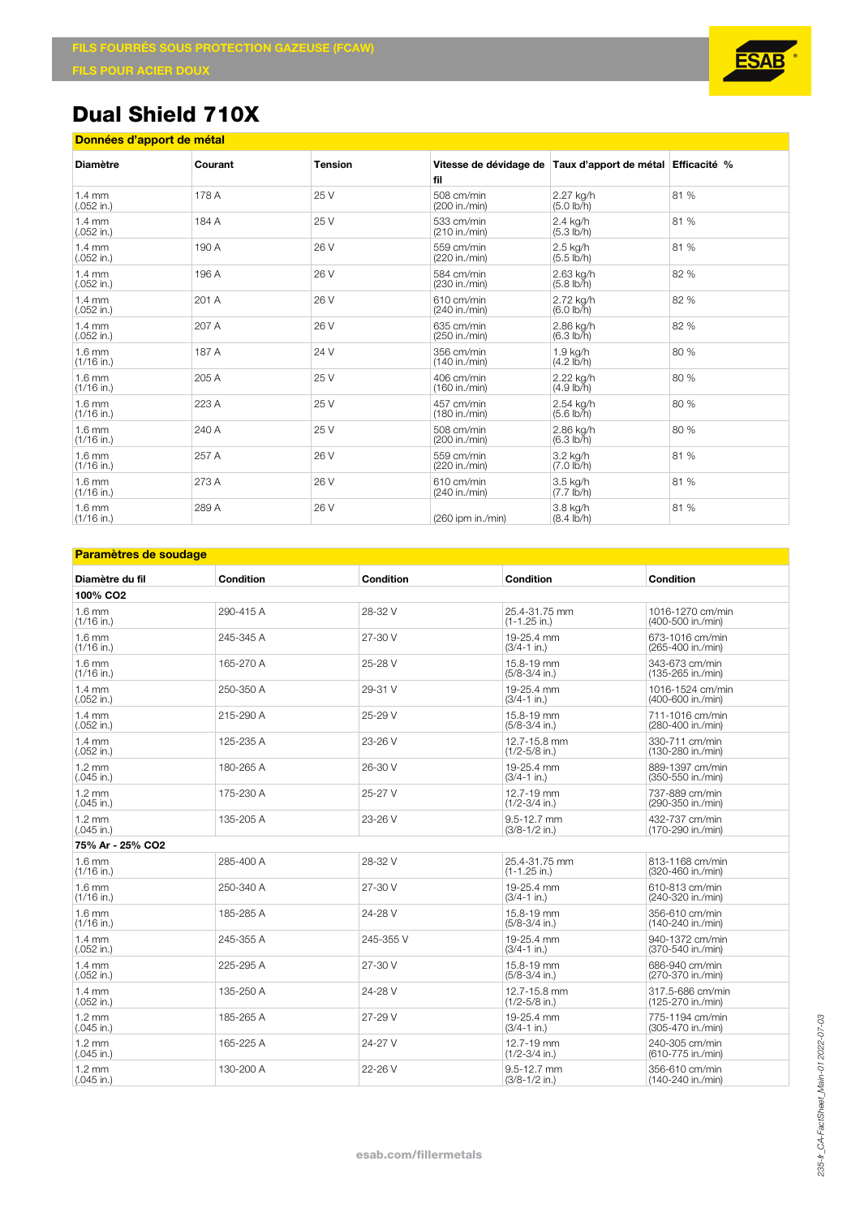FILS FOURRÉS SOUS PROTECTION GAZEUSE (FCAW)

FILS POUR ACIER DOUX

# Dual Shield 710X

## Données d'apport de métal

| Diamètre | Courant | Tension | Vitesse de dévidage de fil | Taux d'apport de métal | Efficacité % |
|---|---|---|---|---|---|
| 1.4 mm (.052 in.) | 178 A | 25 V | 508 cm/min (200 in./min) | 2.27 kg/h (5.0 lb/h) | 81 % |
| 1.4 mm (.052 in.) | 184 A | 25 V | 533 cm/min (210 in./min) | 2.4 kg/h (5.3 lb/h) | 81 % |
| 1.4 mm (.052 in.) | 190 A | 26 V | 559 cm/min (220 in./min) | 2.5 kg/h (5.5 lb/h) | 81 % |
| 1.4 mm (.052 in.) | 196 A | 26 V | 584 cm/min (230 in./min) | 2.63 kg/h (5.8 lb/h) | 82 % |
| 1.4 mm (.052 in.) | 201 A | 26 V | 610 cm/min (240 in./min) | 2.72 kg/h (6.0 lb/h) | 82 % |
| 1.4 mm (.052 in.) | 207 A | 26 V | 635 cm/min (250 in./min) | 2.86 kg/h (6.3 lb/h) | 82 % |
| 1.6 mm (1/16 in.) | 187 A | 24 V | 356 cm/min (140 in./min) | 1.9 kg/h (4.2 lb/h) | 80 % |
| 1.6 mm (1/16 in.) | 205 A | 25 V | 406 cm/min (160 in./min) | 2.22 kg/h (4.9 lb/h) | 80 % |
| 1.6 mm (1/16 in.) | 223 A | 25 V | 457 cm/min (180 in./min) | 2.54 kg/h (5.6 lb/h) | 80 % |
| 1.6 mm (1/16 in.) | 240 A | 25 V | 508 cm/min (200 in./min) | 2.86 kg/h (6.3 lb/h) | 80 % |
| 1.6 mm (1/16 in.) | 257 A | 26 V | 559 cm/min (220 in./min) | 3.2 kg/h (7.0 lb/h) | 81 % |
| 1.6 mm (1/16 in.) | 273 A | 26 V | 610 cm/min (240 in./min) | 3.5 kg/h (7.7 lb/h) | 81 % |
| 1.6 mm (1/16 in.) | 289 A | 26 V | (260 ipm in./min) | 3.8 kg/h (8.4 lb/h) | 81 % |

## Paramètres de soudage

| Diamètre du fil | Condition | Condition | Condition | Condition |
|---|---|---|---|---|
| **100% CO2** | | | | |
| 1.6 mm (1/16 in.) | 290-415 A | 28-32 V | 25.4-31.75 mm (1-1.25 in.) | 1016-1270 cm/min (400-500 in./min) |
| 1.6 mm (1/16 in.) | 245-345 A | 27-30 V | 19-25.4 mm (3/4-1 in.) | 673-1016 cm/min (265-400 in./min) |
| 1.6 mm (1/16 in.) | 165-270 A | 25-28 V | 15.8-19 mm (5/8-3/4 in.) | 343-673 cm/min (135-265 in./min) |
| 1.4 mm (.052 in.) | 250-350 A | 29-31 V | 19-25.4 mm (3/4-1 in.) | 1016-1524 cm/min (400-600 in./min) |
| 1.4 mm (.052 in.) | 215-290 A | 25-29 V | 15.8-19 mm (5/8-3/4 in.) | 711-1016 cm/min (280-400 in./min) |
| 1.4 mm (.052 in.) | 125-235 A | 23-26 V | 12.7-15.8 mm (1/2-5/8 in.) | 330-711 cm/min (130-280 in./min) |
| 1.2 mm (.045 in.) | 180-265 A | 26-30 V | 19-25.4 mm (3/4-1 in.) | 889-1397 cm/min (350-550 in./min) |
| 1.2 mm (.045 in.) | 175-230 A | 25-27 V | 12.7-19 mm (1/2-3/4 in.) | 737-889 cm/min (290-350 in./min) |
| 1.2 mm (.045 in.) | 135-205 A | 23-26 V | 9.5-12.7 mm (3/8-1/2 in.) | 432-737 cm/min (170-290 in./min) |
| **75% Ar - 25% CO2** | | | | |
| 1.6 mm (1/16 in.) | 285-400 A | 28-32 V | 25.4-31.75 mm (1-1.25 in.) | 813-1168 cm/min (320-460 in./min) |
| 1.6 mm (1/16 in.) | 250-340 A | 27-30 V | 19-25.4 mm (3/4-1 in.) | 610-813 cm/min (240-320 in./min) |
| 1.6 mm (1/16 in.) | 185-285 A | 24-28 V | 15.8-19 mm (5/8-3/4 in.) | 356-610 cm/min (140-240 in./min) |
| 1.4 mm (.052 in.) | 245-355 A | 245-355 V | 19-25.4 mm (3/4-1 in.) | 940-1372 cm/min (370-540 in./min) |
| 1.4 mm (.052 in.) | 225-295 A | 27-30 V | 15.8-19 mm (5/8-3/4 in.) | 686-940 cm/min (270-370 in./min) |
| 1.4 mm (.052 in.) | 135-250 A | 24-28 V | 12.7-15.8 mm (1/2-5/8 in.) | 317.5-686 cm/min (125-270 in./min) |
| 1.2 mm (.045 in.) | 185-265 A | 27-29 V | 19-25.4 mm (3/4-1 in.) | 775-1194 cm/min (305-470 in./min) |
| 1.2 mm (.045 in.) | 165-225 A | 24-27 V | 12.7-19 mm (1/2-3/4 in.) | 240-305 cm/min (610-775 in./min) |
| 1.2 mm (.045 in.) | 130-200 A | 22-26 V | 9.5-12.7 mm (3/8-1/2 in.) | 356-610 cm/min (140-240 in./min) |

esab.com/fillermetals

235-fr_CA-FactSheet_Main-01 2022-07-03